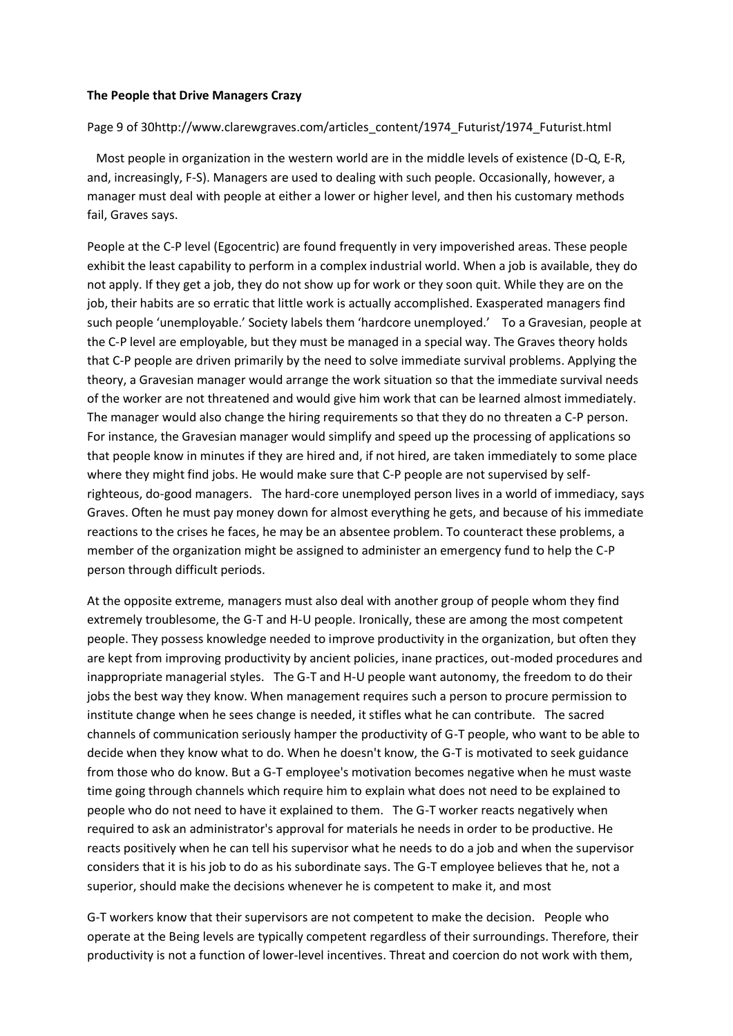**The People that Drive Managers Crazy**

Most people in organization in the western world are in the middle levels of existence (D-Q, E-R, and, increasingly, F-S). Managers are used to dealing with such people. Occasionally, however, a manager must deal with people at either a lower or higher level, and then his customary methods fail, Graves says.

People at the C-P level (Egocentric) are found frequently in very impoverished areas. These people exhibit the least capability to perform in a complex industrial world. When a job is available, they do not apply. If they get a job, they do not show up for work or they soon quit. While they are on the job, their habits are so erratic that little work is actually accomplished. Exasperated managers find such people 'unemployable.' Society labels them 'hardcore unemployed.' To a Gravesian, people at the C-P level are employable, but they must be managed in a special way. The Graves theory holds that C-P people are driven primarily by the need to solve immediate survival problems. Applying the theory, a Gravesian manager would arrange the work situation so that the immediate survival needs of the worker are not threatened and would give him work that can be learned almost immediately. The manager would also change the hiring requirements so that they do no threaten a C-P person. For instance, the Gravesian manager would simplify and speed up the processing of applications so that people know in minutes if they are hired and, if not hired, are taken immediately to some place where they might find jobs. He would make sure that C-P people are not supervised by self-righteous, do-good managers. The hard-core unemployed person lives in a world of immediacy, says Graves. Often he must pay money down for almost everything he gets, and because of his immediate reactions to the crises he faces, he may be an absentee problem. To counteract these problems, a member of the organization might be assigned to administer an emergency fund to help the C-P person through difficult periods.

At the opposite extreme, managers must also deal with another group of people whom they find extremely troublesome, the G-T and H-U people. Ironically, these are among the most competent people. They possess knowledge needed to improve productivity in the organization, but often they are kept from improving productivity by ancient policies, inane practices, out-moded procedures and inappropriate managerial styles. The G-T and H-U people want autonomy, the freedom to do their jobs the best way they know. When management requires such a person to procure permission to institute change when he sees change is needed, it stifles what he can contribute. The sacred channels of communication seriously hamper the productivity of G-T people, who want to be able to decide when they know what to do. When he doesn't know, the G-T is motivated to seek guidance from those who do know. But a G-T employee's motivation becomes negative when he must waste time going through channels which require him to explain what does not need to be explained to people who do not need to have it explained to them. The G-T worker reacts negatively when required to ask an administrator's approval for materials he needs in order to be productive. He reacts positively when he can tell his supervisor what he needs to do a job and when the supervisor considers that it is his job to do as his subordinate says. The G-T employee believes that he, not a superior, should make the decisions whenever he is competent to make it, and most

G-T workers know that their supervisors are not competent to make the decision. People who operate at the Being levels are typically competent regardless of their surroundings. Therefore, their productivity is not a function of lower-level incentives. Threat and coercion do not work with them,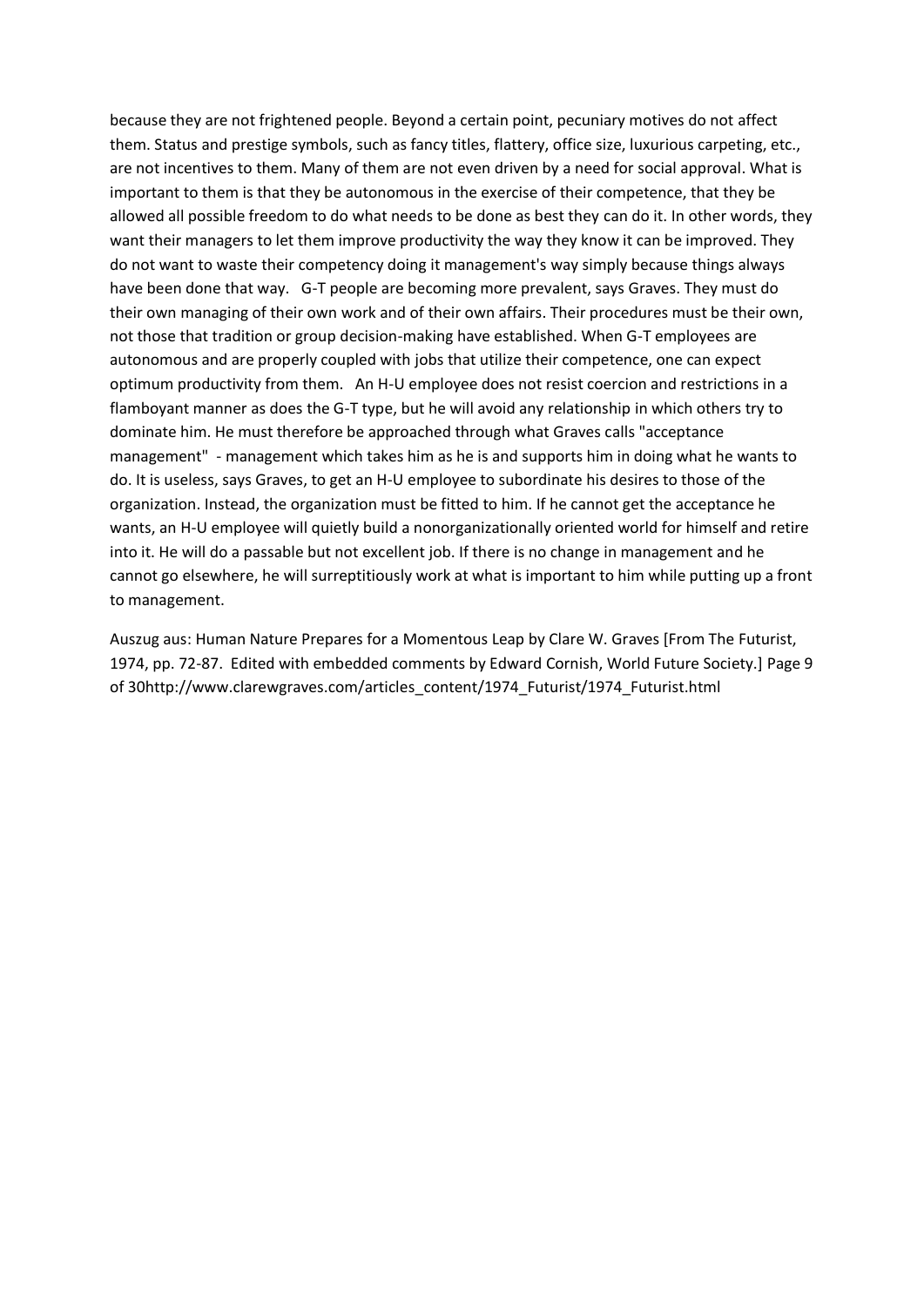because they are not frightened people. Beyond a certain point, pecuniary motives do not affect them. Status and prestige symbols, such as fancy titles, flattery, office size, luxurious carpeting, etc., are not incentives to them. Many of them are not even driven by a need for social approval. What is important to them is that they be autonomous in the exercise of their competence, that they be allowed all possible freedom to do what needs to be done as best they can do it. In other words, they want their managers to let them improve productivity the way they know it can be improved. They do not want to waste their competency doing it management's way simply because things always have been done that way. G-T people are becoming more prevalent, says Graves. They must do their own managing of their own work and of their own affairs. Their procedures must be their own, not those that tradition or group decision-making have established. When G-T employees are autonomous and are properly coupled with jobs that utilize their competence, one can expect optimum productivity from them. An H-U employee does not resist coercion and restrictions in a flamboyant manner as does the G-T type, but he will avoid any relationship in which others try to dominate him. He must therefore be approached through what Graves calls "acceptance management" - management which takes him as he is and supports him in doing what he wants to do. It is useless, says Graves, to get an H-U employee to subordinate his desires to those of the organization. Instead, the organization must be fitted to him. If he cannot get the acceptance he wants, an H-U employee will quietly build a nonorganizationally oriented world for himself and retire into it. He will do a passable but not excellent job. If there is no change in management and he cannot go elsewhere, he will surreptitiously work at what is important to him while putting up a front to management.

Auszug aus: Human Nature Prepares for a Momentous Leap by Clare W. Graves [From The Futurist, 1974, pp. 72-87. Edited with embedded comments by Edward Cornish, World Future Society.] Page 9 of 30http://www.clarewgraves.com/articles_content/1974_Futurist/1974_Futurist.html